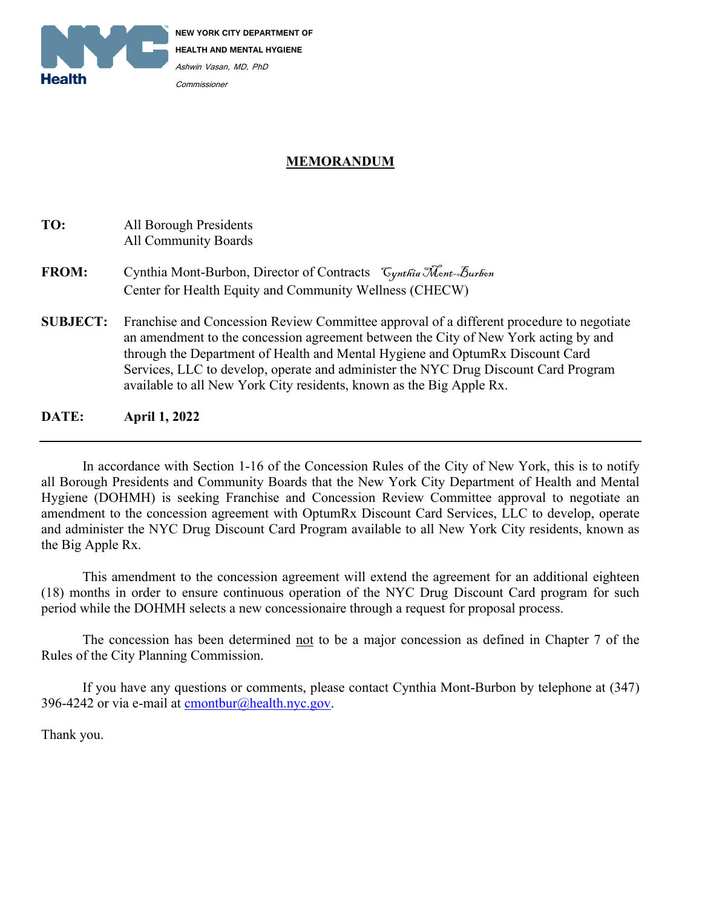NYC Health

**NEW YORK CITY DEPARTMENT OF HEALTH AND MENTAL HYGIENE**

*Ashwin Vasan, MD, PhD*
*Commissioner*

# MEMORANDUM

**TO:** All Borough Presidents
All Community Boards

**FROM:** Cynthia Mont-Burbon, Director of Contracts *Cynthia Mont-Burbon*
Center for Health Equity and Community Wellness (CHECW)

**SUBJECT:** Franchise and Concession Review Committee approval of a different procedure to negotiate an amendment to the concession agreement between the City of New York acting by and through the Department of Health and Mental Hygiene and OptumRx Discount Card Services, LLC to develop, operate and administer the NYC Drug Discount Card Program available to all New York City residents, known as the Big Apple Rx.

**DATE:** **April 1, 2022**

---

In accordance with Section 1-16 of the Concession Rules of the City of New York, this is to notify all Borough Presidents and Community Boards that the New York City Department of Health and Mental Hygiene (DOHMH) is seeking Franchise and Concession Review Committee approval to negotiate an amendment to the concession agreement with OptumRx Discount Card Services, LLC to develop, operate and administer the NYC Drug Discount Card Program available to all New York City residents, known as the Big Apple Rx.

This amendment to the concession agreement will extend the agreement for an additional eighteen (18) months in order to ensure continuous operation of the NYC Drug Discount Card program for such period while the DOHMH selects a new concessionaire through a request for proposal process.

The concession has been determined not to be a major concession as defined in Chapter 7 of the Rules of the City Planning Commission.

If you have any questions or comments, please contact Cynthia Mont-Burbon by telephone at (347) 396-4242 or via e-mail at cmontbur@health.nyc.gov.

Thank you.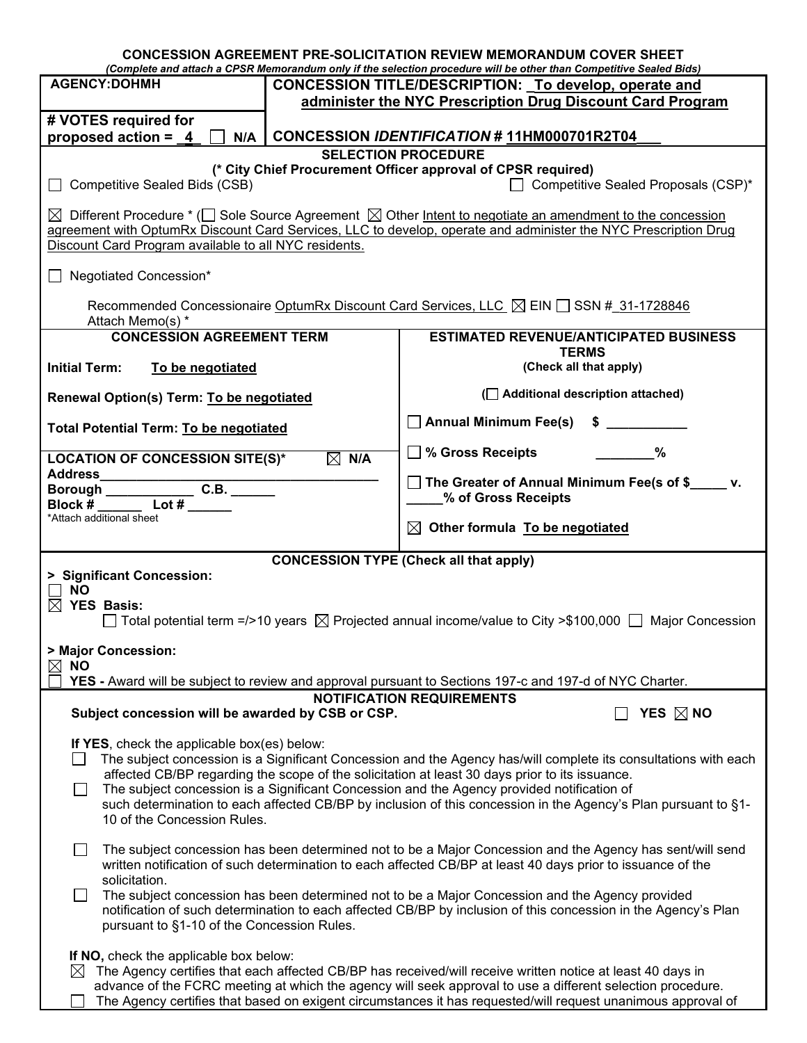# CONCESSION AGREEMENT PRE-SOLICITATION REVIEW MEMORANDUM COVER SHEET

*(Complete and attach a CPSR Memorandum only if the selection procedure will be other than Competitive Sealed Bids)*

| | |
|---|---|
| **AGENCY:DOHMH** | **CONCESSION TITLE/DESCRIPTION:** __To develop, operate and administer the NYC Prescription Drug Discount Card Program__ |
| **# VOTES required for proposed action = _4_** ☐ **N/A** | **CONCESSION *IDENTIFICATION* # 11HM000701R2T04** |

## SELECTION PROCEDURE

**(* City Chief Procurement Officer approval of CPSR required)**

☐ Competitive Sealed Bids (CSB)

☐ Competitive Sealed Proposals (CSP)*

☒ Different Procedure * (☐ Sole Source Agreement ☒ Other Intent to negotiate an amendment to the concession agreement with OptumRx Discount Card Services, LLC to develop, operate and administer the NYC Prescription Drug Discount Card Program available to all NYC residents.

☐ Negotiated Concession*

Recommended Concessionaire OptumRx Discount Card Services, LLC ☒ EIN ☐ SSN # 31-1728846

Attach Memo(s) *

| **CONCESSION AGREEMENT TERM** | **ESTIMATED REVENUE/ANTICIPATED BUSINESS TERMS (Check all that apply)** |
|---|---|
| **Initial Term:** To be negotiated | (☐ **Additional description attached)** |
| **Renewal Option(s) Term:** To be negotiated | ☐ **Annual Minimum Fee(s) $ ________** |
| **Total Potential Term:** To be negotiated | ☐ **% Gross Receipts ________%** |
| **LOCATION OF CONCESSION SITE(S)*** ☒ **N/A** <br> **Address_______________** <br> **Borough _________ C.B. ______** <br> **Block # ______ Lot # ______** <br> *Attach additional sheet | ☐ **The Greater of Annual Minimum Fee(s of $_____ v. _____% of Gross Receipts** <br> ☒ **Other formula** To be negotiated |

## CONCESSION TYPE (Check all that apply)

**> Significant Concession:**

☐ **NO**

☒ **YES Basis:**

☐ Total potential term =/>10 years ☒ Projected annual income/value to City >$100,000 ☐ Major Concession

**> Major Concession:**

☒ **NO**

☐ **YES -** Award will be subject to review and approval pursuant to Sections 197-c and 197-d of NYC Charter.

## NOTIFICATION REQUIREMENTS

**Subject concession will be awarded by CSB or CSP.** ☐ **YES** ☒ **NO**

**If YES**, check the applicable box(es) below:

☐ The subject concession is a Significant Concession and the Agency has/will complete its consultations with each affected CB/BP regarding the scope of the solicitation at least 30 days prior to its issuance.

☐ The subject concession is a Significant Concession and the Agency provided notification of such determination to each affected CB/BP by inclusion of this concession in the Agency's Plan pursuant to §1-10 of the Concession Rules.

☐ The subject concession has been determined not to be a Major Concession and the Agency has sent/will send written notification of such determination to each affected CB/BP at least 40 days prior to issuance of the solicitation.

☐ The subject concession has been determined not to be a Major Concession and the Agency provided notification of such determination to each affected CB/BP by inclusion of this concession in the Agency's Plan pursuant to §1-10 of the Concession Rules.

**If NO,** check the applicable box below:

☒ The Agency certifies that each affected CB/BP has received/will receive written notice at least 40 days in advance of the FCRC meeting at which the agency will seek approval to use a different selection procedure.

☐ The Agency certifies that based on exigent circumstances it has requested/will request unanimous approval of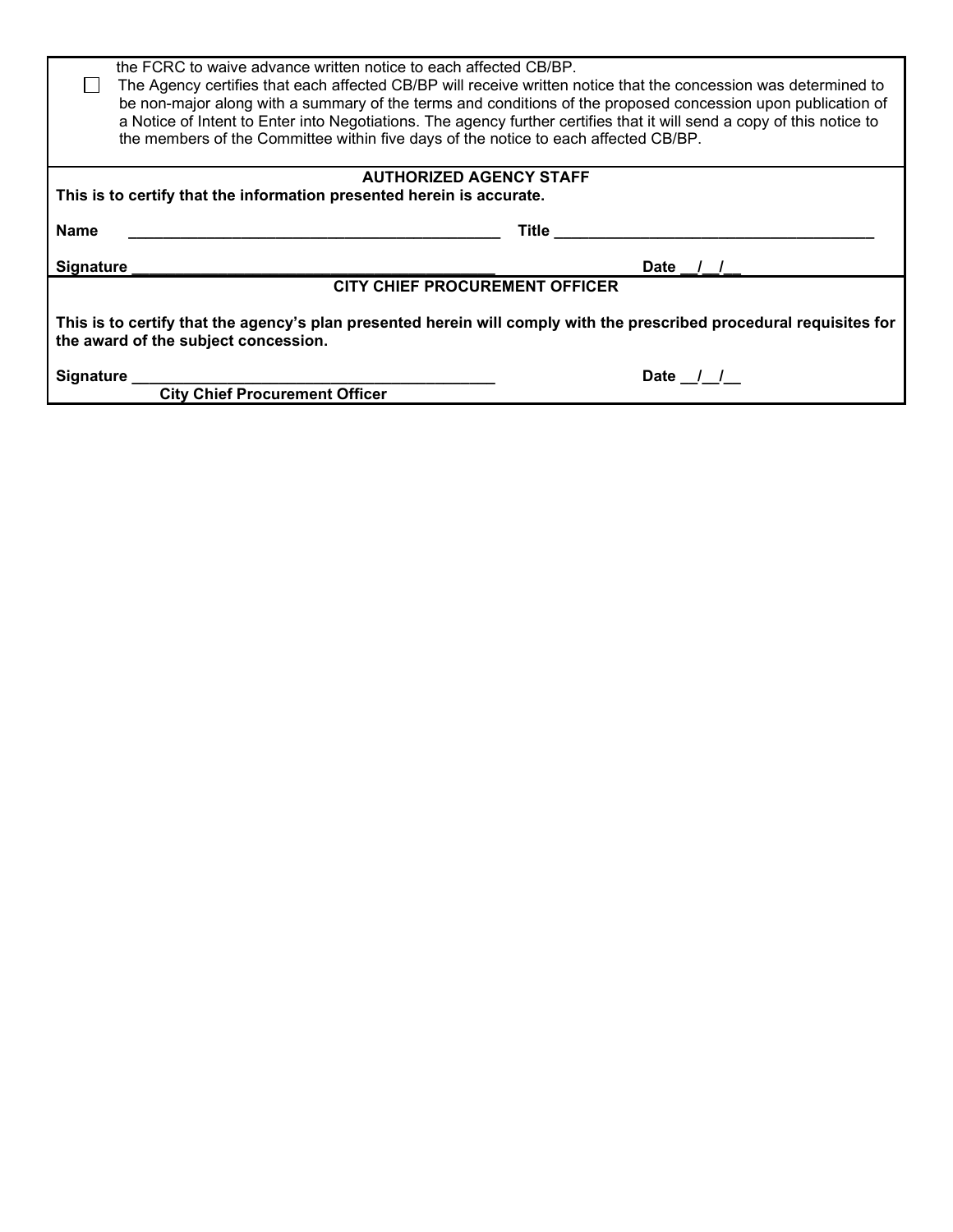the FCRC to waive advance written notice to each affected CB/BP.

☐ The Agency certifies that each affected CB/BP will receive written notice that the concession was determined to be non-major along with a summary of the terms and conditions of the proposed concession upon publication of a Notice of Intent to Enter into Negotiations. The agency further certifies that it will send a copy of this notice to the members of the Committee within five days of the notice to each affected CB/BP.

**AUTHORIZED AGENCY STAFF**

**This is to certify that the information presented herein is accurate.**

**Name** ____________________________________________ **Title** ______________________________________

**Signature** ___________________________________________ **Date** __/__/__

**CITY CHIEF PROCUREMENT OFFICER**

**This is to certify that the agency's plan presented herein will comply with the prescribed procedural requisites for the award of the subject concession.**

**Signature** ___________________________________________ **Date** __/__/__

**City Chief Procurement Officer**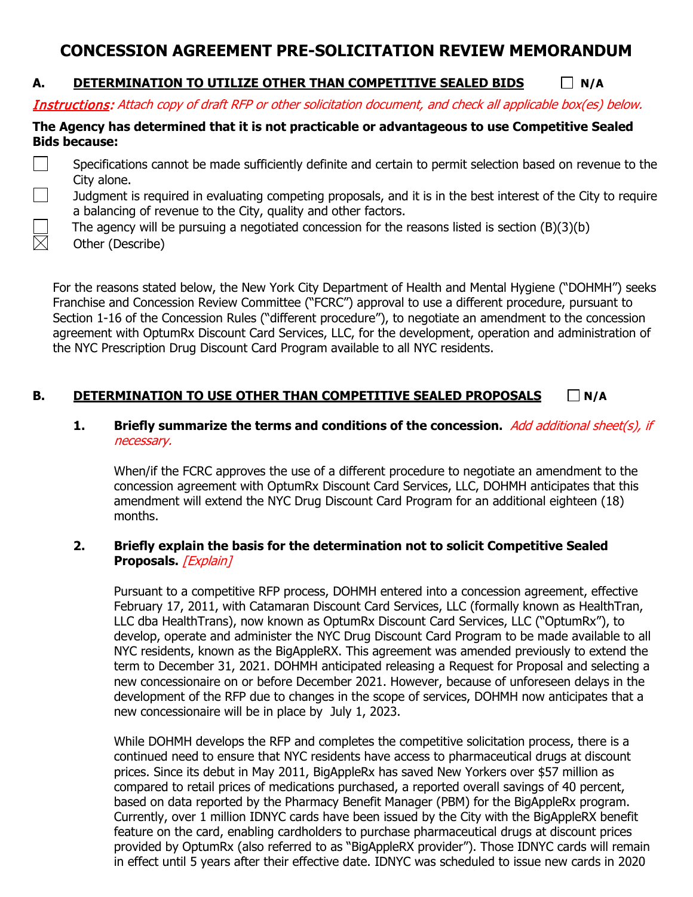# CONCESSION AGREEMENT PRE-SOLICITATION REVIEW MEMORANDUM

## A. DETERMINATION TO UTILIZE OTHER THAN COMPETITIVE SEALED BIDS ☐ N/A

*Instructions: Attach copy of draft RFP or other solicitation document, and check all applicable box(es) below.*

**The Agency has determined that it is not practicable or advantageous to use Competitive Sealed Bids because:**

- ☐ Specifications cannot be made sufficiently definite and certain to permit selection based on revenue to the City alone.
- ☐ Judgment is required in evaluating competing proposals, and it is in the best interest of the City to require a balancing of revenue to the City, quality and other factors.
- ☐ The agency will be pursuing a negotiated concession for the reasons listed is section (B)(3)(b)
- ☒ Other (Describe)

For the reasons stated below, the New York City Department of Health and Mental Hygiene ("DOHMH") seeks Franchise and Concession Review Committee ("FCRC") approval to use a different procedure, pursuant to Section 1-16 of the Concession Rules ("different procedure"), to negotiate an amendment to the concession agreement with OptumRx Discount Card Services, LLC, for the development, operation and administration of the NYC Prescription Drug Discount Card Program available to all NYC residents.

## B. DETERMINATION TO USE OTHER THAN COMPETITIVE SEALED PROPOSALS ☐ N/A

**1. Briefly summarize the terms and conditions of the concession.** *Add additional sheet(s), if necessary.*

When/if the FCRC approves the use of a different procedure to negotiate an amendment to the concession agreement with OptumRx Discount Card Services, LLC, DOHMH anticipates that this amendment will extend the NYC Drug Discount Card Program for an additional eighteen (18) months.

**2. Briefly explain the basis for the determination not to solicit Competitive Sealed Proposals.** *[Explain]*

Pursuant to a competitive RFP process, DOHMH entered into a concession agreement, effective February 17, 2011, with Catamaran Discount Card Services, LLC (formally known as HealthTran, LLC dba HealthTrans), now known as OptumRx Discount Card Services, LLC ("OptumRx"), to develop, operate and administer the NYC Drug Discount Card Program to be made available to all NYC residents, known as the BigAppleRX. This agreement was amended previously to extend the term to December 31, 2021. DOHMH anticipated releasing a Request for Proposal and selecting a new concessionaire on or before December 2021. However, because of unforeseen delays in the development of the RFP due to changes in the scope of services, DOHMH now anticipates that a new concessionaire will be in place by July 1, 2023.

While DOHMH develops the RFP and completes the competitive solicitation process, there is a continued need to ensure that NYC residents have access to pharmaceutical drugs at discount prices. Since its debut in May 2011, BigAppleRx has saved New Yorkers over $57 million as compared to retail prices of medications purchased, a reported overall savings of 40 percent, based on data reported by the Pharmacy Benefit Manager (PBM) for the BigAppleRx program. Currently, over 1 million IDNYC cards have been issued by the City with the BigAppleRX benefit feature on the card, enabling cardholders to purchase pharmaceutical drugs at discount prices provided by OptumRx (also referred to as "BigAppleRX provider"). Those IDNYC cards will remain in effect until 5 years after their effective date. IDNYC was scheduled to issue new cards in 2020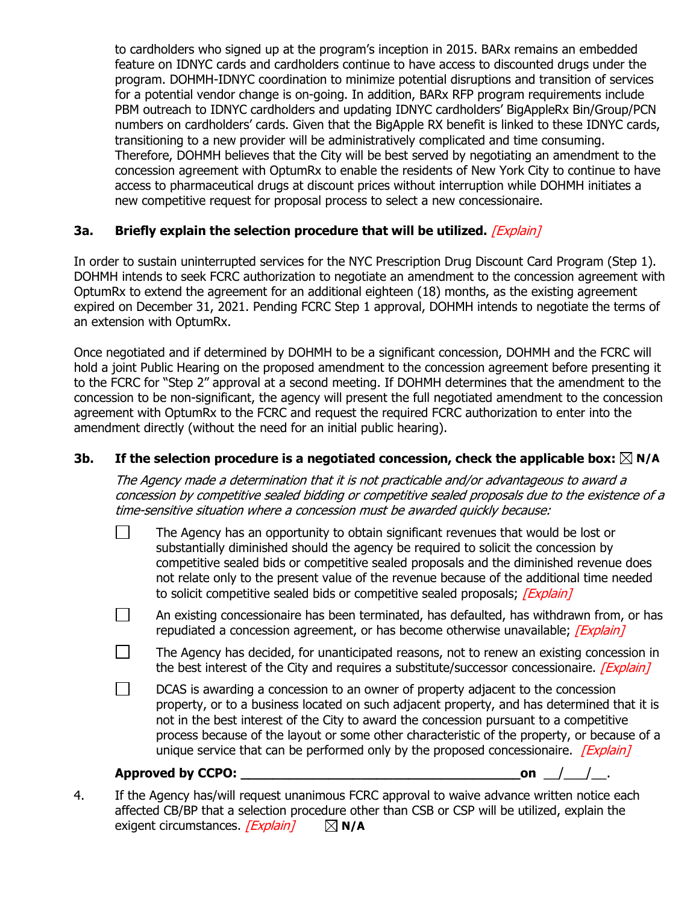to cardholders who signed up at the program's inception in 2015. BARx remains an embedded feature on IDNYC cards and cardholders continue to have access to discounted drugs under the program. DOHMH-IDNYC coordination to minimize potential disruptions and transition of services for a potential vendor change is on-going. In addition, BARx RFP program requirements include PBM outreach to IDNYC cardholders and updating IDNYC cardholders' BigAppleRx Bin/Group/PCN numbers on cardholders' cards. Given that the BigApple RX benefit is linked to these IDNYC cards, transitioning to a new provider will be administratively complicated and time consuming. Therefore, DOHMH believes that the City will be best served by negotiating an amendment to the concession agreement with OptumRx to enable the residents of New York City to continue to have access to pharmaceutical drugs at discount prices without interruption while DOHMH initiates a new competitive request for proposal process to select a new concessionaire.

**3a. Briefly explain the selection procedure that will be utilized.** *[Explain]*

In order to sustain uninterrupted services for the NYC Prescription Drug Discount Card Program (Step 1). DOHMH intends to seek FCRC authorization to negotiate an amendment to the concession agreement with OptumRx to extend the agreement for an additional eighteen (18) months, as the existing agreement expired on December 31, 2021. Pending FCRC Step 1 approval, DOHMH intends to negotiate the terms of an extension with OptumRx.

Once negotiated and if determined by DOHMH to be a significant concession, DOHMH and the FCRC will hold a joint Public Hearing on the proposed amendment to the concession agreement before presenting it to the FCRC for "Step 2" approval at a second meeting. If DOHMH determines that the amendment to the concession to be non-significant, the agency will present the full negotiated amendment to the concession agreement with OptumRx to the FCRC and request the required FCRC authorization to enter into the amendment directly (without the need for an initial public hearing).

**3b. If the selection procedure is a negotiated concession, check the applicable box:** ☒ **N/A**

*The Agency made a determination that it is not practicable and/or advantageous to award a concession by competitive sealed bidding or competitive sealed proposals due to the existence of a time-sensitive situation where a concession must be awarded quickly because:*

- ☐ The Agency has an opportunity to obtain significant revenues that would be lost or substantially diminished should the agency be required to solicit the concession by competitive sealed bids or competitive sealed proposals and the diminished revenue does not relate only to the present value of the revenue because of the additional time needed to solicit competitive sealed bids or competitive sealed proposals; *[Explain]*
- ☐ An existing concessionaire has been terminated, has defaulted, has withdrawn from, or has repudiated a concession agreement, or has become otherwise unavailable; *[Explain]*
- ☐ The Agency has decided, for unanticipated reasons, not to renew an existing concession in the best interest of the City and requires a substitute/successor concessionaire. *[Explain]*
- ☐ DCAS is awarding a concession to an owner of property adjacent to the concession property, or to a business located on such adjacent property, and has determined that it is not in the best interest of the City to award the concession pursuant to a competitive process because of the layout or some other characteristic of the property, or because of a unique service that can be performed only by the proposed concessionaire. *[Explain]*

**Approved by CCPO: ________________________________________ on** __/___/__.

4. If the Agency has/will request unanimous FCRC approval to waive advance written notice each affected CB/BP that a selection procedure other than CSB or CSP will be utilized, explain the exigent circumstances. *[Explain]* ☒ **N/A**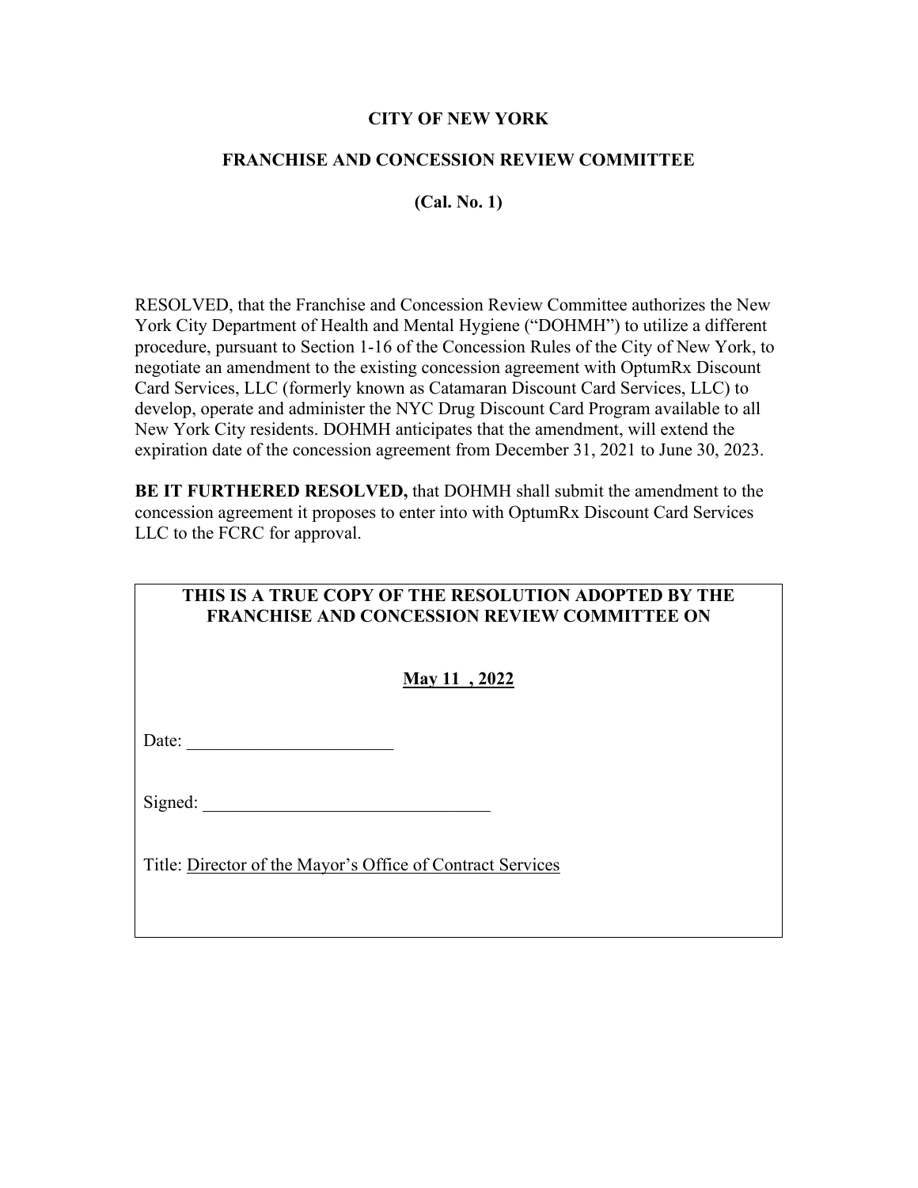**CITY OF NEW YORK**

**FRANCHISE AND CONCESSION REVIEW COMMITTEE**

**(Cal. No. 1)**

RESOLVED, that the Franchise and Concession Review Committee authorizes the New York City Department of Health and Mental Hygiene ("DOHMH") to utilize a different procedure, pursuant to Section 1-16 of the Concession Rules of the City of New York, to negotiate an amendment to the existing concession agreement with OptumRx Discount Card Services, LLC (formerly known as Catamaran Discount Card Services, LLC) to develop, operate and administer the NYC Drug Discount Card Program available to all New York City residents. DOHMH anticipates that the amendment, will extend the expiration date of the concession agreement from December 31, 2021 to June 30, 2023.

**BE IT FURTHERED RESOLVED,** that DOHMH shall submit the amendment to the concession agreement it proposes to enter into with OptumRx Discount Card Services LLC to the FCRC for approval.

**THIS IS A TRUE COPY OF THE RESOLUTION ADOPTED BY THE FRANCHISE AND CONCESSION REVIEW COMMITTEE ON**

**May 11 , 2022**

Date: ______________________

Signed: ______________________________

Title: Director of the Mayor's Office of Contract Services